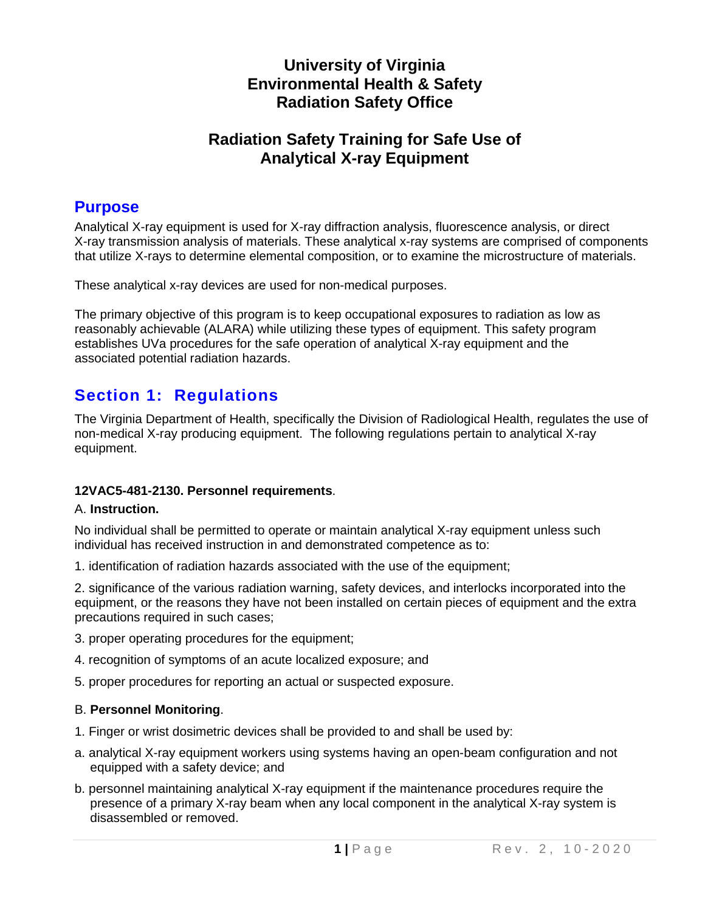# University of Virginia
# Environmental Health & Safety
# Radiation Safety Office

## Radiation Safety Training for Safe Use of Analytical X-ray Equipment

## Purpose

Analytical X-ray equipment is used for X-ray diffraction analysis, fluorescence analysis, or direct X-ray transmission analysis of materials. These analytical x-ray systems are comprised of components that utilize X-rays to determine elemental composition, or to examine the microstructure of materials.

These analytical x-ray devices are used for non-medical purposes.

The primary objective of this program is to keep occupational exposures to radiation as low as reasonably achievable (ALARA) while utilizing these types of equipment. This safety program establishes UVa procedures for the safe operation of analytical X-ray equipment and the associated potential radiation hazards.

## Section 1: Regulations

The Virginia Department of Health, specifically the Division of Radiological Health, regulates the use of non-medical X-ray producing equipment. The following regulations pertain to analytical X-ray equipment.

**12VAC5-481-2130. Personnel requirements**.

A. **Instruction.**

No individual shall be permitted to operate or maintain analytical X-ray equipment unless such individual has received instruction in and demonstrated competence as to:

1. identification of radiation hazards associated with the use of the equipment;

2. significance of the various radiation warning, safety devices, and interlocks incorporated into the equipment, or the reasons they have not been installed on certain pieces of equipment and the extra precautions required in such cases;

3. proper operating procedures for the equipment;

4. recognition of symptoms of an acute localized exposure; and

5. proper procedures for reporting an actual or suspected exposure.

B. **Personnel Monitoring**.

1. Finger or wrist dosimetric devices shall be provided to and shall be used by:

a. analytical X-ray equipment workers using systems having an open-beam configuration and not equipped with a safety device; and

b. personnel maintaining analytical X-ray equipment if the maintenance procedures require the presence of a primary X-ray beam when any local component in the analytical X-ray system is disassembled or removed.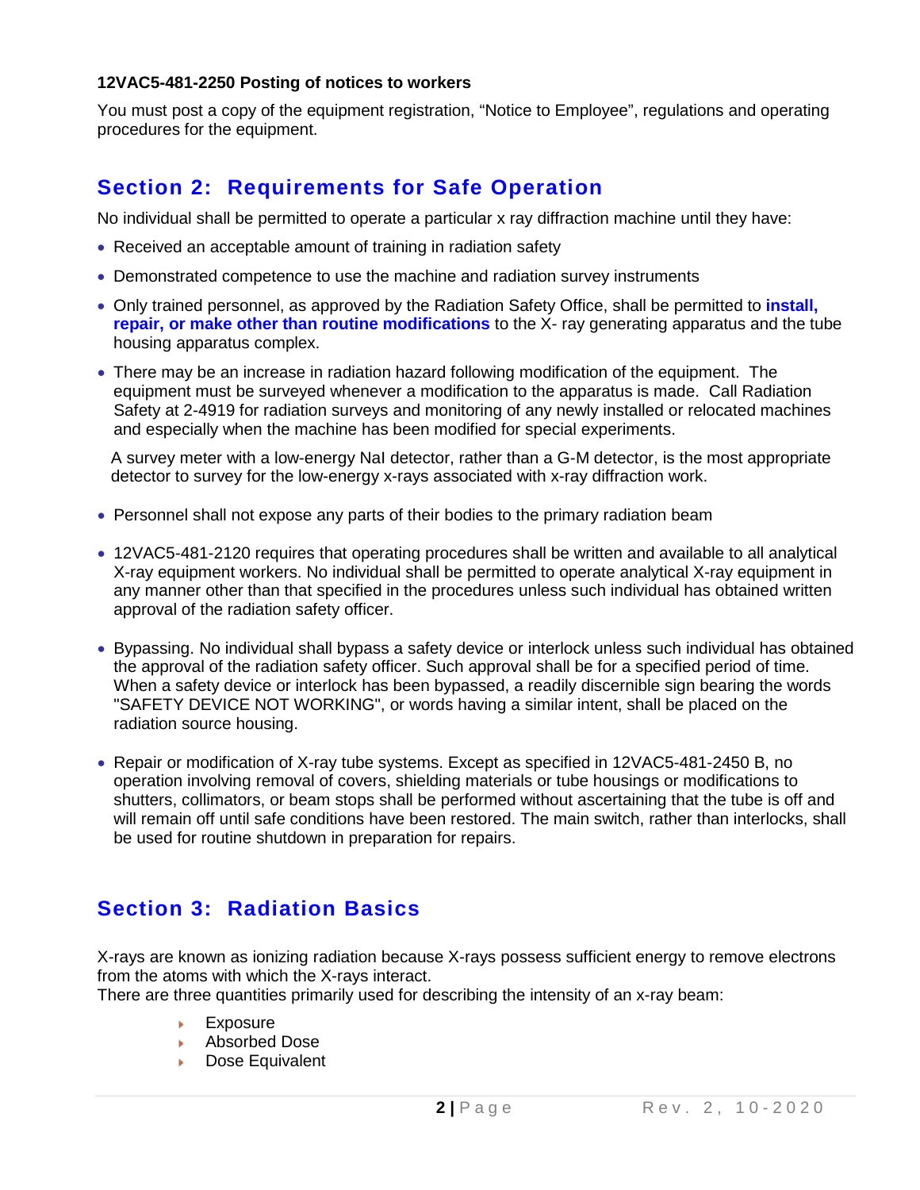**12VAC5-481-2250 Posting of notices to workers**

You must post a copy of the equipment registration, "Notice to Employee", regulations and operating procedures for the equipment.

## Section 2: Requirements for Safe Operation

No individual shall be permitted to operate a particular x ray diffraction machine until they have:

- Received an acceptable amount of training in radiation safety
- Demonstrated competence to use the machine and radiation survey instruments
- Only trained personnel, as approved by the Radiation Safety Office, shall be permitted to **install, repair, or make other than routine modifications** to the X- ray generating apparatus and the tube housing apparatus complex.
- There may be an increase in radiation hazard following modification of the equipment. The equipment must be surveyed whenever a modification to the apparatus is made. Call Radiation Safety at 2-4919 for radiation surveys and monitoring of any newly installed or relocated machines and especially when the machine has been modified for special experiments.

  A survey meter with a low-energy NaI detector, rather than a G-M detector, is the most appropriate detector to survey for the low-energy x-rays associated with x-ray diffraction work.

- Personnel shall not expose any parts of their bodies to the primary radiation beam
- 12VAC5-481-2120 requires that operating procedures shall be written and available to all analytical X-ray equipment workers. No individual shall be permitted to operate analytical X-ray equipment in any manner other than that specified in the procedures unless such individual has obtained written approval of the radiation safety officer.
- Bypassing. No individual shall bypass a safety device or interlock unless such individual has obtained the approval of the radiation safety officer. Such approval shall be for a specified period of time. When a safety device or interlock has been bypassed, a readily discernible sign bearing the words "SAFETY DEVICE NOT WORKING", or words having a similar intent, shall be placed on the radiation source housing.
- Repair or modification of X-ray tube systems. Except as specified in 12VAC5-481-2450 B, no operation involving removal of covers, shielding materials or tube housings or modifications to shutters, collimators, or beam stops shall be performed without ascertaining that the tube is off and will remain off until safe conditions have been restored. The main switch, rather than interlocks, shall be used for routine shutdown in preparation for repairs.

## Section 3: Radiation Basics

X-rays are known as ionizing radiation because X-rays possess sufficient energy to remove electrons from the atoms with which the X-rays interact.
There are three quantities primarily used for describing the intensity of an x-ray beam:

- Exposure
- Absorbed Dose
- Dose Equivalent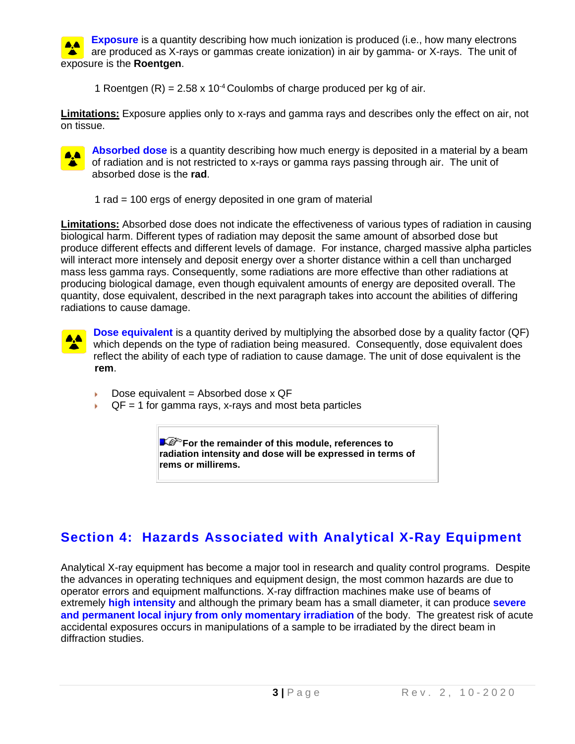**Exposure** is a quantity describing how much ionization is produced (i.e., how many electrons are produced as X-rays or gammas create ionization) in air by gamma- or X-rays. The unit of exposure is the **Roentgen**.

1 Roentgen (R) = $2.58 \times 10^{-4}$ Coulombs of charge produced per kg of air.

**Limitations:** Exposure applies only to x-rays and gamma rays and describes only the effect on air, not on tissue.

**Absorbed dose** is a quantity describing how much energy is deposited in a material by a beam of radiation and is not restricted to x-rays or gamma rays passing through air. The unit of absorbed dose is the **rad**.

1 rad = 100 ergs of energy deposited in one gram of material

**Limitations:** Absorbed dose does not indicate the effectiveness of various types of radiation in causing biological harm. Different types of radiation may deposit the same amount of absorbed dose but produce different effects and different levels of damage. For instance, charged massive alpha particles will interact more intensely and deposit energy over a shorter distance within a cell than uncharged mass less gamma rays. Consequently, some radiations are more effective than other radiations at producing biological damage, even though equivalent amounts of energy are deposited overall. The quantity, dose equivalent, described in the next paragraph takes into account the abilities of differing radiations to cause damage.

**Dose equivalent** is a quantity derived by multiplying the absorbed dose by a quality factor (QF) which depends on the type of radiation being measured. Consequently, dose equivalent does reflect the ability of each type of radiation to cause damage. The unit of dose equivalent is the **rem**.

- Dose equivalent = Absorbed dose x QF
- QF = 1 for gamma rays, x-rays and most beta particles

> **For the remainder of this module, references to radiation intensity and dose will be expressed in terms of rems or millirems.**

## Section 4: Hazards Associated with Analytical X-Ray Equipment

Analytical X-ray equipment has become a major tool in research and quality control programs. Despite the advances in operating techniques and equipment design, the most common hazards are due to operator errors and equipment malfunctions. X-ray diffraction machines make use of beams of extremely **high intensity** and although the primary beam has a small diameter, it can produce **severe and permanent local injury from only momentary irradiation** of the body. The greatest risk of acute accidental exposures occurs in manipulations of a sample to be irradiated by the direct beam in diffraction studies.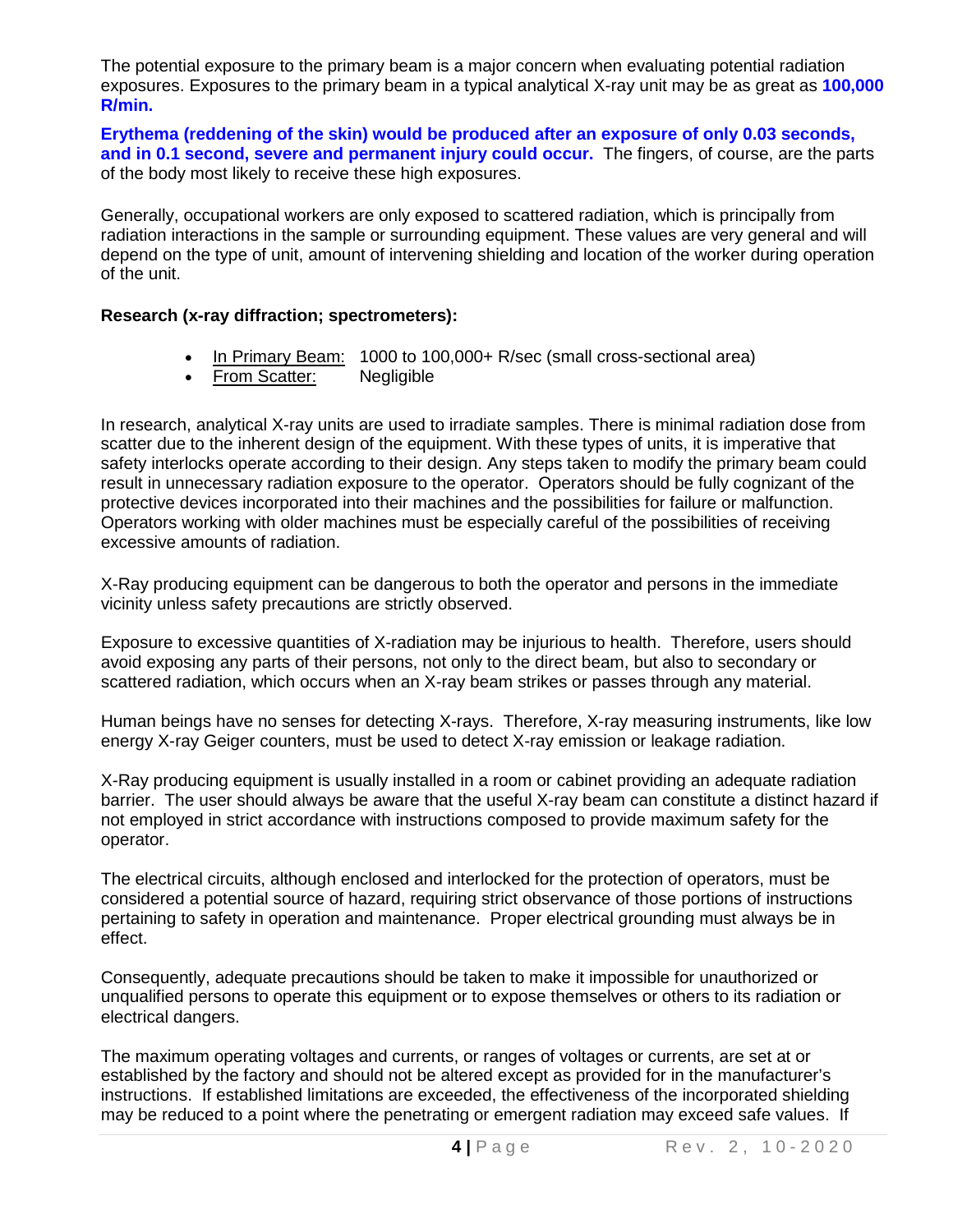The potential exposure to the primary beam is a major concern when evaluating potential radiation exposures. Exposures to the primary beam in a typical analytical X-ray unit may be as great as **100,000 R/min.**

**Erythema (reddening of the skin) would be produced after an exposure of only 0.03 seconds, and in 0.1 second, severe and permanent injury could occur.** The fingers, of course, are the parts of the body most likely to receive these high exposures.

Generally, occupational workers are only exposed to scattered radiation, which is principally from radiation interactions in the sample or surrounding equipment. These values are very general and will depend on the type of unit, amount of intervening shielding and location of the worker during operation of the unit.

**Research (x-ray diffraction; spectrometers):**

- <u>In Primary Beam:</u> 1000 to 100,000+ R/sec (small cross-sectional area)
- <u>From Scatter:</u> Negligible

In research, analytical X-ray units are used to irradiate samples. There is minimal radiation dose from scatter due to the inherent design of the equipment. With these types of units, it is imperative that safety interlocks operate according to their design. Any steps taken to modify the primary beam could result in unnecessary radiation exposure to the operator. Operators should be fully cognizant of the protective devices incorporated into their machines and the possibilities for failure or malfunction. Operators working with older machines must be especially careful of the possibilities of receiving excessive amounts of radiation.

X-Ray producing equipment can be dangerous to both the operator and persons in the immediate vicinity unless safety precautions are strictly observed.

Exposure to excessive quantities of X-radiation may be injurious to health. Therefore, users should avoid exposing any parts of their persons, not only to the direct beam, but also to secondary or scattered radiation, which occurs when an X-ray beam strikes or passes through any material.

Human beings have no senses for detecting X-rays. Therefore, X-ray measuring instruments, like low energy X-ray Geiger counters, must be used to detect X-ray emission or leakage radiation.

X-Ray producing equipment is usually installed in a room or cabinet providing an adequate radiation barrier. The user should always be aware that the useful X-ray beam can constitute a distinct hazard if not employed in strict accordance with instructions composed to provide maximum safety for the operator.

The electrical circuits, although enclosed and interlocked for the protection of operators, must be considered a potential source of hazard, requiring strict observance of those portions of instructions pertaining to safety in operation and maintenance. Proper electrical grounding must always be in effect.

Consequently, adequate precautions should be taken to make it impossible for unauthorized or unqualified persons to operate this equipment or to expose themselves or others to its radiation or electrical dangers.

The maximum operating voltages and currents, or ranges of voltages or currents, are set at or established by the factory and should not be altered except as provided for in the manufacturer's instructions. If established limitations are exceeded, the effectiveness of the incorporated shielding may be reduced to a point where the penetrating or emergent radiation may exceed safe values. If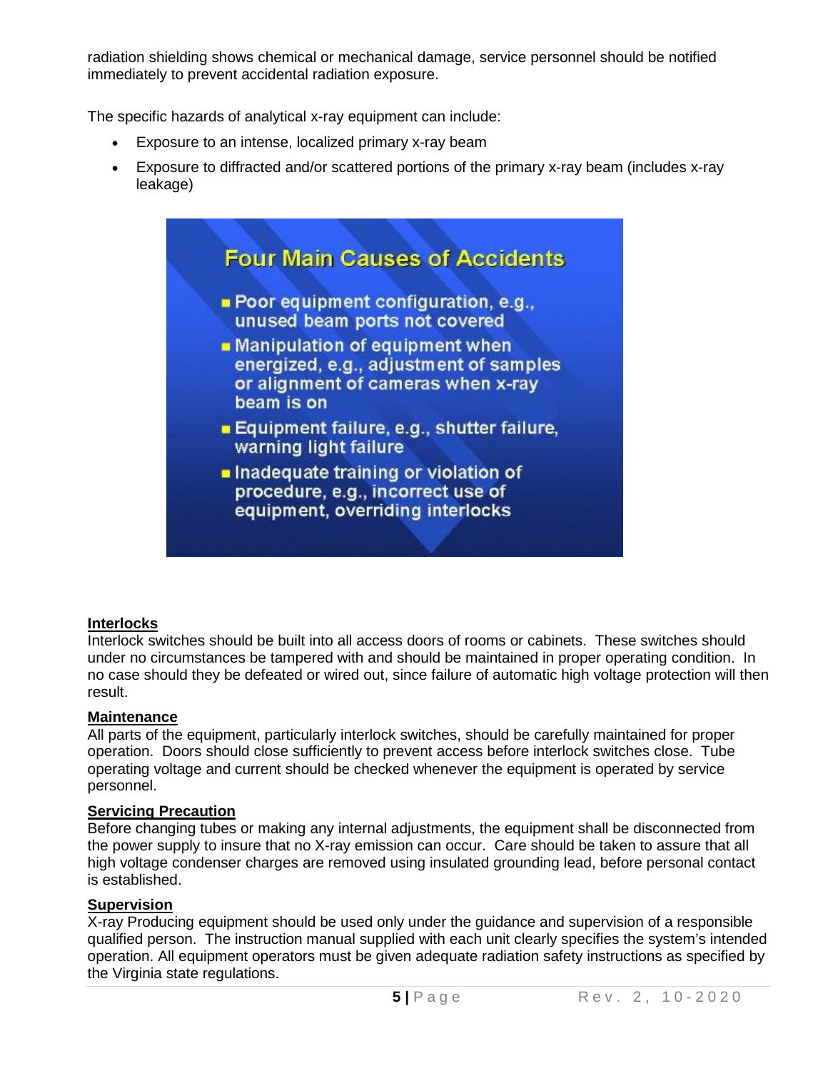radiation shielding shows chemical or mechanical damage, service personnel should be notified immediately to prevent accidental radiation exposure.

The specific hazards of analytical x-ray equipment can include:

- Exposure to an intense, localized primary x-ray beam
- Exposure to diffracted and/or scattered portions of the primary x-ray beam (includes x-ray leakage)

**Four Main Causes of Accidents**

- Poor equipment configuration, e.g., unused beam ports not covered
- Manipulation of equipment when energized, e.g., adjustment of samples or alignment of cameras when x-ray beam is on
- Equipment failure, e.g., shutter failure, warning light failure
- Inadequate training or violation of procedure, e.g., incorrect use of equipment, overriding interlocks

**Interlocks**

Interlock switches should be built into all access doors of rooms or cabinets. These switches should under no circumstances be tampered with and should be maintained in proper operating condition. In no case should they be defeated or wired out, since failure of automatic high voltage protection will then result.

**Maintenance**

All parts of the equipment, particularly interlock switches, should be carefully maintained for proper operation. Doors should close sufficiently to prevent access before interlock switches close. Tube operating voltage and current should be checked whenever the equipment is operated by service personnel.

**Servicing Precaution**

Before changing tubes or making any internal adjustments, the equipment shall be disconnected from the power supply to insure that no X-ray emission can occur. Care should be taken to assure that all high voltage condenser charges are removed using insulated grounding lead, before personal contact is established.

**Supervision**

X-ray Producing equipment should be used only under the guidance and supervision of a responsible qualified person. The instruction manual supplied with each unit clearly specifies the system's intended operation. All equipment operators must be given adequate radiation safety instructions as specified by the Virginia state regulations.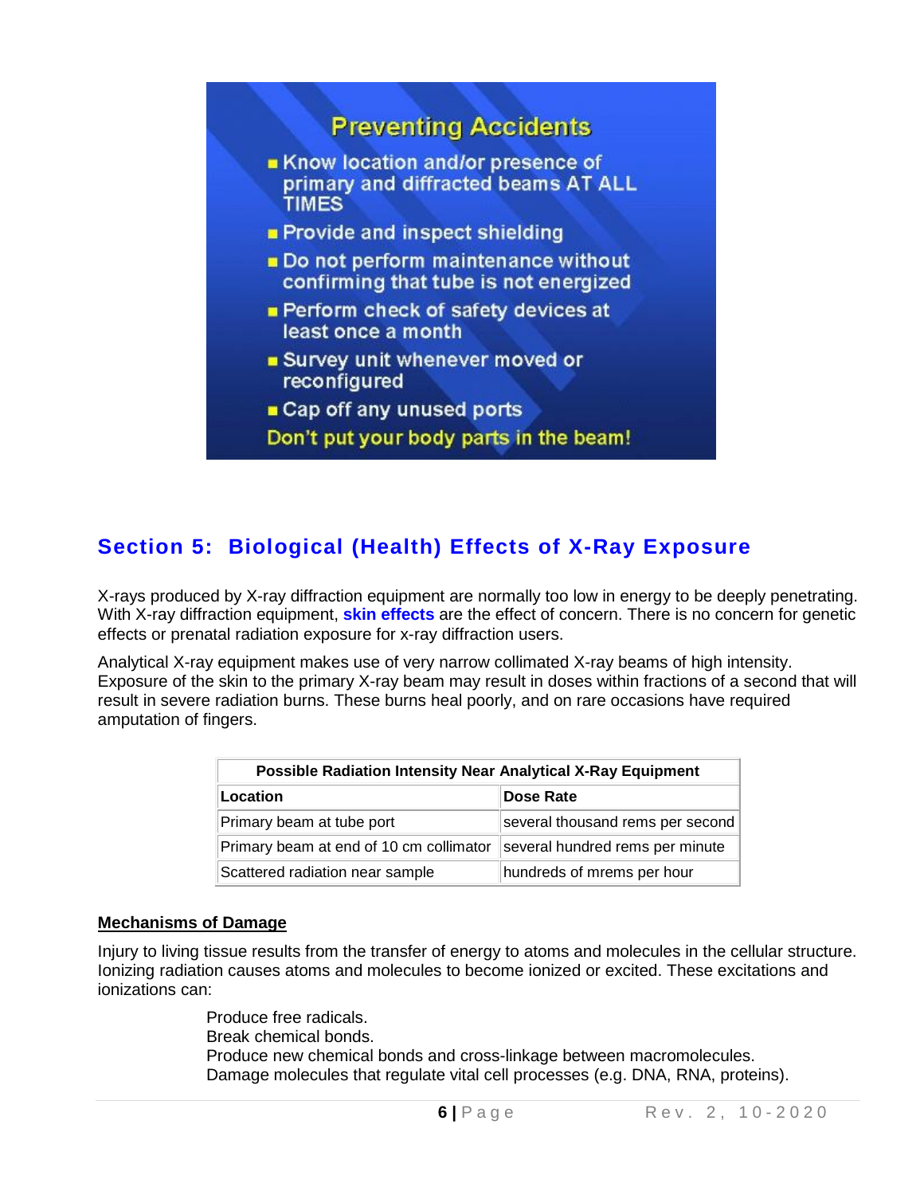## Preventing Accidents

- Know location and/or presence of primary and diffracted beams AT ALL TIMES
- Provide and inspect shielding
- Do not perform maintenance without confirming that tube is not energized
- Perform check of safety devices at least once a month
- Survey unit whenever moved or reconfigured
- Cap off any unused ports

Don't put your body parts in the beam!

## Section 5: Biological (Health) Effects of X-Ray Exposure

X-rays produced by X-ray diffraction equipment are normally too low in energy to be deeply penetrating. With X-ray diffraction equipment, **skin effects** are the effect of concern. There is no concern for genetic effects or prenatal radiation exposure for x-ray diffraction users.

Analytical X-ray equipment makes use of very narrow collimated X-ray beams of high intensity. Exposure of the skin to the primary X-ray beam may result in doses within fractions of a second that will result in severe radiation burns. These burns heal poorly, and on rare occasions have required amputation of fingers.

| Possible Radiation Intensity Near Analytical X-Ray Equipment | |
|---|---|
| **Location** | **Dose Rate** |
| Primary beam at tube port | several thousand rems per second |
| Primary beam at end of 10 cm collimator | several hundred rems per minute |
| Scattered radiation near sample | hundreds of mrems per hour |

### Mechanisms of Damage

Injury to living tissue results from the transfer of energy to atoms and molecules in the cellular structure. Ionizing radiation causes atoms and molecules to become ionized or excited. These excitations and ionizations can:

Produce free radicals.
Break chemical bonds.
Produce new chemical bonds and cross-linkage between macromolecules.
Damage molecules that regulate vital cell processes (e.g. DNA, RNA, proteins).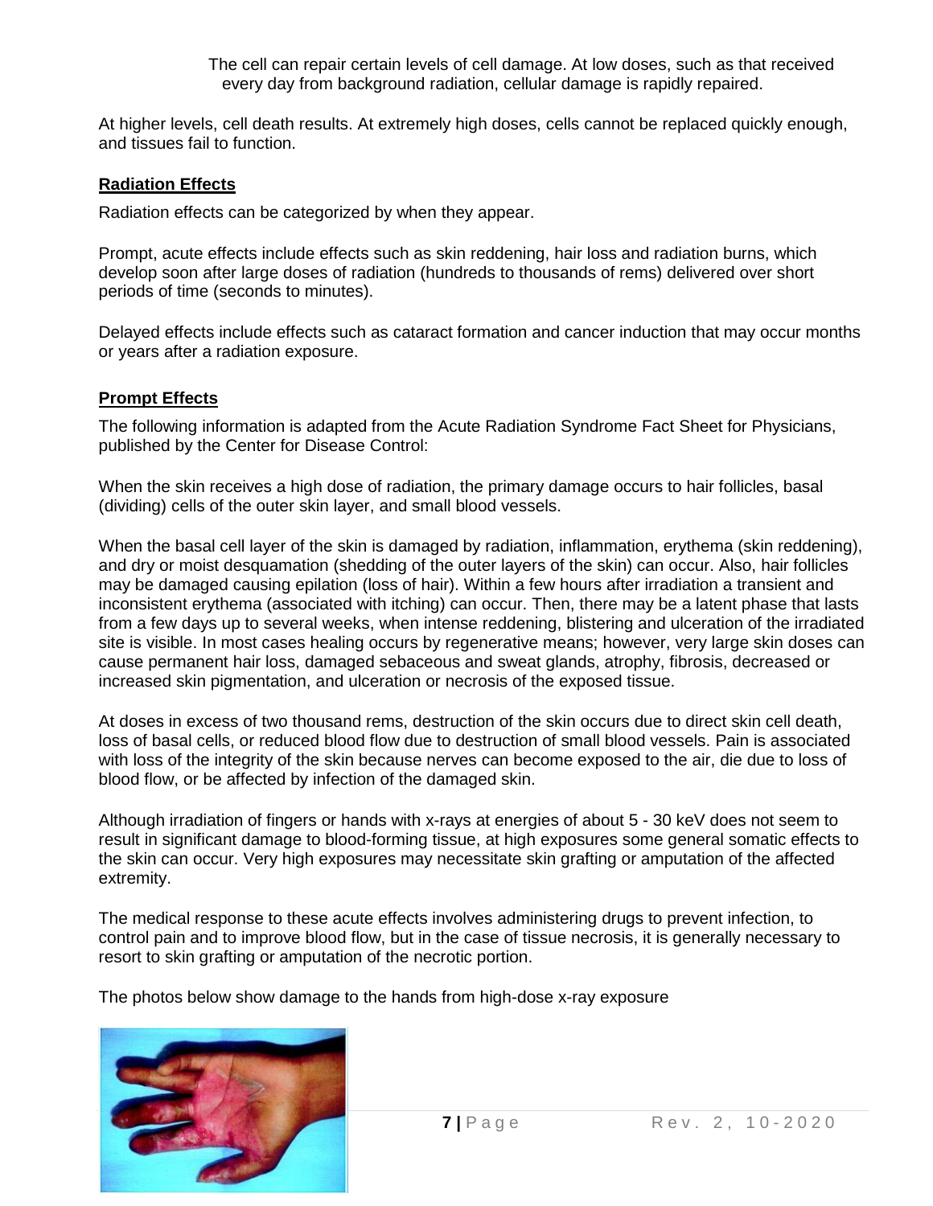The cell can repair certain levels of cell damage. At low doses, such as that received every day from background radiation, cellular damage is rapidly repaired.

At higher levels, cell death results. At extremely high doses, cells cannot be replaced quickly enough, and tissues fail to function.

## Radiation Effects

Radiation effects can be categorized by when they appear.

Prompt, acute effects include effects such as skin reddening, hair loss and radiation burns, which develop soon after large doses of radiation (hundreds to thousands of rems) delivered over short periods of time (seconds to minutes).

Delayed effects include effects such as cataract formation and cancer induction that may occur months or years after a radiation exposure.

## Prompt Effects

The following information is adapted from the Acute Radiation Syndrome Fact Sheet for Physicians, published by the Center for Disease Control:

When the skin receives a high dose of radiation, the primary damage occurs to hair follicles, basal (dividing) cells of the outer skin layer, and small blood vessels.

When the basal cell layer of the skin is damaged by radiation, inflammation, erythema (skin reddening), and dry or moist desquamation (shedding of the outer layers of the skin) can occur. Also, hair follicles may be damaged causing epilation (loss of hair). Within a few hours after irradiation a transient and inconsistent erythema (associated with itching) can occur. Then, there may be a latent phase that lasts from a few days up to several weeks, when intense reddening, blistering and ulceration of the irradiated site is visible. In most cases healing occurs by regenerative means; however, very large skin doses can cause permanent hair loss, damaged sebaceous and sweat glands, atrophy, fibrosis, decreased or increased skin pigmentation, and ulceration or necrosis of the exposed tissue.

At doses in excess of two thousand rems, destruction of the skin occurs due to direct skin cell death, loss of basal cells, or reduced blood flow due to destruction of small blood vessels. Pain is associated with loss of the integrity of the skin because nerves can become exposed to the air, die due to loss of blood flow, or be affected by infection of the damaged skin.

Although irradiation of fingers or hands with x-rays at energies of about 5 - 30 keV does not seem to result in significant damage to blood-forming tissue, at high exposures some general somatic effects to the skin can occur. Very high exposures may necessitate skin grafting or amputation of the affected extremity.

The medical response to these acute effects involves administering drugs to prevent infection, to control pain and to improve blood flow, but in the case of tissue necrosis, it is generally necessary to resort to skin grafting or amputation of the necrotic portion.

The photos below show damage to the hands from high-dose x-ray exposure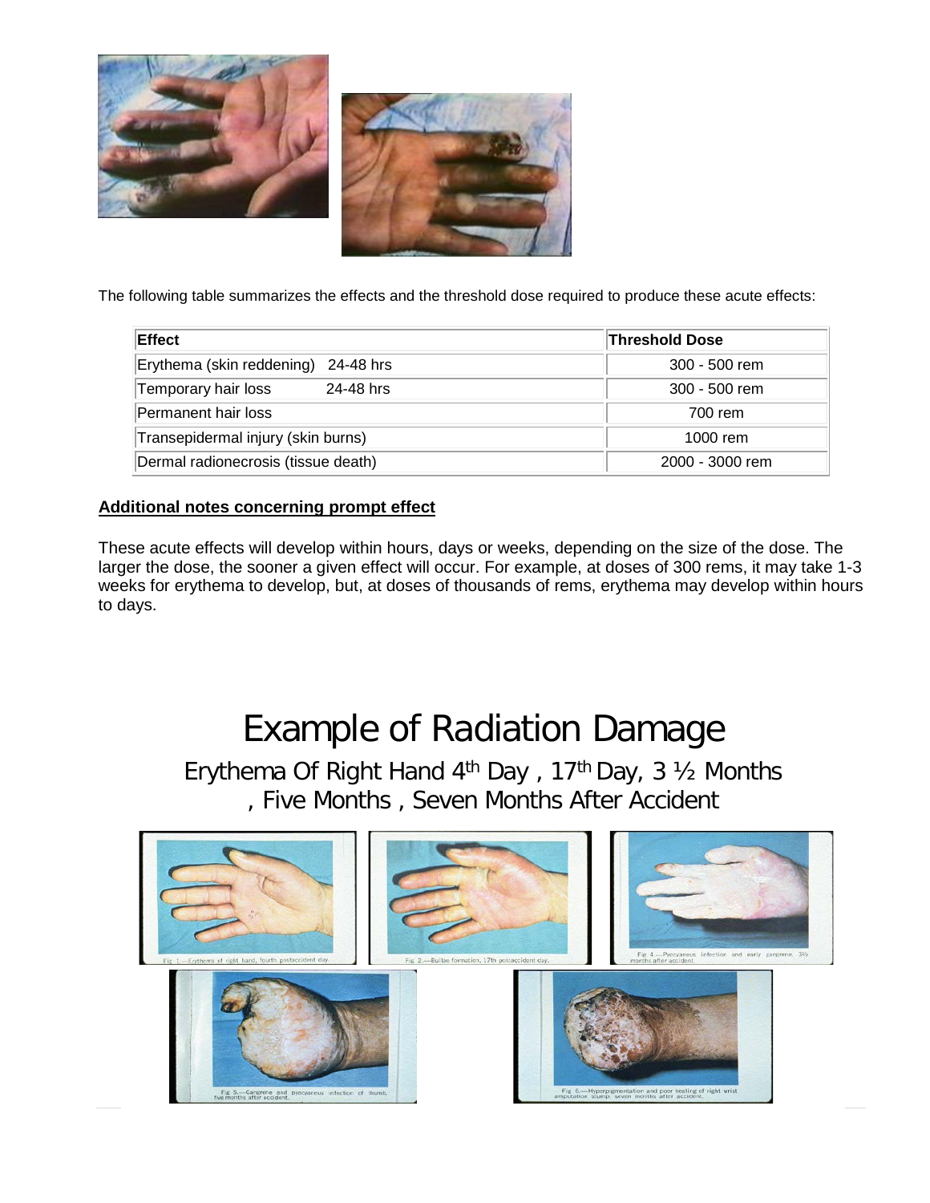The following table summarizes the effects and the threshold dose required to produce these acute effects:

| Effect | Threshold Dose |
| --- | --- |
| Erythema (skin reddening) 24-48 hrs | 300 - 500 rem |
| Temporary hair loss 24-48 hrs | 300 - 500 rem |
| Permanent hair loss | 700 rem |
| Transepidermal injury (skin burns) | 1000 rem |
| Dermal radionecrosis (tissue death) | 2000 - 3000 rem |

**Additional notes concerning prompt effect**

These acute effects will develop within hours, days or weeks, depending on the size of the dose. The larger the dose, the sooner a given effect will occur. For example, at doses of 300 rems, it may take 1-3 weeks for erythema to develop, but, at doses of thousands of rems, erythema may develop within hours to days.

# Example of Radiation Damage

## Erythema Of Right Hand 4th Day , 17th Day, 3 ½ Months , Five Months , Seven Months After Accident

Fig. 1.—Erythema of right hand, fourth postaccident day.

Fig. 2.—Bullae formation, 17th postaccident day.

Fig. 4.—Pyocyaneus infection and early gangrene, 3½ months after accident.

Fig. 5.—Gangrene and pyocyaneus infection of thumb, five months after accident.

Fig. 6.—Hyperpigmentation and poor healing of right wrist amputation stump, seven months after accident.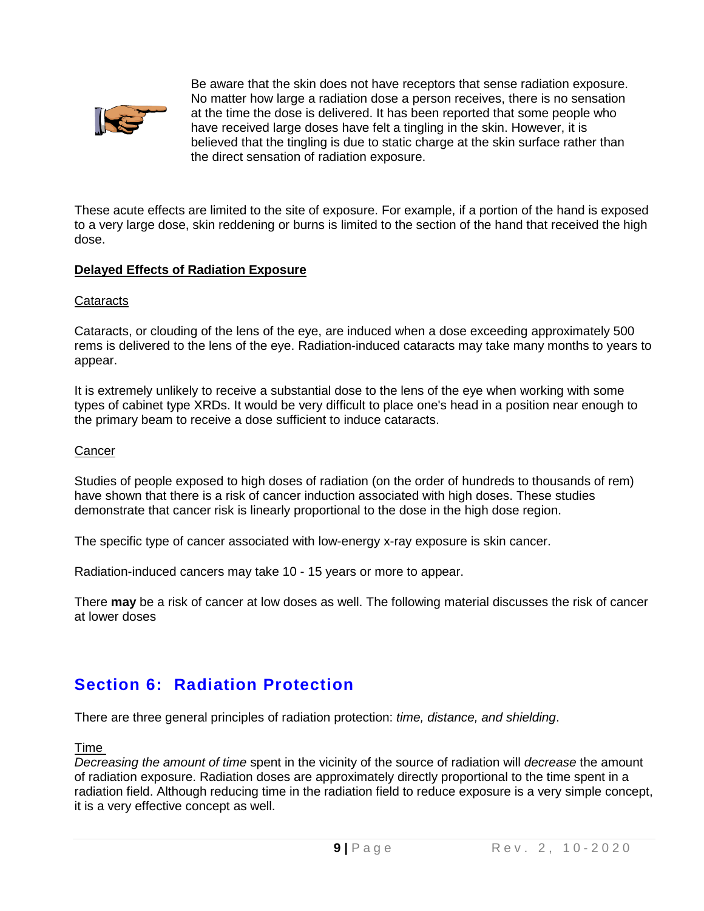Be aware that the skin does not have receptors that sense radiation exposure. No matter how large a radiation dose a person receives, there is no sensation at the time the dose is delivered. It has been reported that some people who have received large doses have felt a tingling in the skin. However, it is believed that the tingling is due to static charge at the skin surface rather than the direct sensation of radiation exposure.

These acute effects are limited to the site of exposure. For example, if a portion of the hand is exposed to a very large dose, skin reddening or burns is limited to the section of the hand that received the high dose.

### Delayed Effects of Radiation Exposure

#### Cataracts

Cataracts, or clouding of the lens of the eye, are induced when a dose exceeding approximately 500 rems is delivered to the lens of the eye. Radiation-induced cataracts may take many months to years to appear.

It is extremely unlikely to receive a substantial dose to the lens of the eye when working with some types of cabinet type XRDs. It would be very difficult to place one's head in a position near enough to the primary beam to receive a dose sufficient to induce cataracts.

#### Cancer

Studies of people exposed to high doses of radiation (on the order of hundreds to thousands of rem) have shown that there is a risk of cancer induction associated with high doses. These studies demonstrate that cancer risk is linearly proportional to the dose in the high dose region.

The specific type of cancer associated with low-energy x-ray exposure is skin cancer.

Radiation-induced cancers may take 10 - 15 years or more to appear.

There **may** be a risk of cancer at low doses as well. The following material discusses the risk of cancer at lower doses

## Section 6: Radiation Protection

There are three general principles of radiation protection: *time, distance, and shielding*.

#### Time

*Decreasing the amount of time* spent in the vicinity of the source of radiation will *decrease* the amount of radiation exposure. Radiation doses are approximately directly proportional to the time spent in a radiation field. Although reducing time in the radiation field to reduce exposure is a very simple concept, it is a very effective concept as well.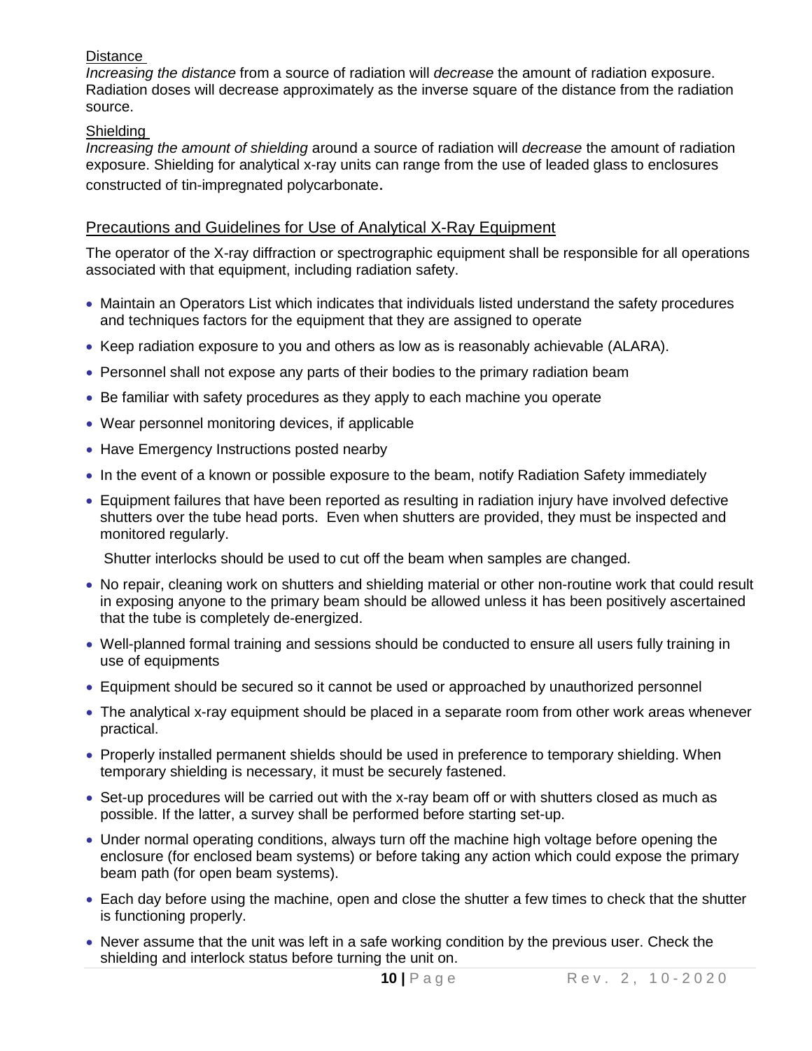Distance

*Increasing the distance* from a source of radiation will *decrease* the amount of radiation exposure. Radiation doses will decrease approximately as the inverse square of the distance from the radiation source.

Shielding

*Increasing the amount of shielding* around a source of radiation will *decrease* the amount of radiation exposure. Shielding for analytical x-ray units can range from the use of leaded glass to enclosures constructed of tin-impregnated polycarbonate.

## Precautions and Guidelines for Use of Analytical X-Ray Equipment

The operator of the X-ray diffraction or spectrographic equipment shall be responsible for all operations associated with that equipment, including radiation safety.

- Maintain an Operators List which indicates that individuals listed understand the safety procedures and techniques factors for the equipment that they are assigned to operate
- Keep radiation exposure to you and others as low as is reasonably achievable (ALARA).
- Personnel shall not expose any parts of their bodies to the primary radiation beam
- Be familiar with safety procedures as they apply to each machine you operate
- Wear personnel monitoring devices, if applicable
- Have Emergency Instructions posted nearby
- In the event of a known or possible exposure to the beam, notify Radiation Safety immediately
- Equipment failures that have been reported as resulting in radiation injury have involved defective shutters over the tube head ports. Even when shutters are provided, they must be inspected and monitored regularly.

  Shutter interlocks should be used to cut off the beam when samples are changed.
- No repair, cleaning work on shutters and shielding material or other non-routine work that could result in exposing anyone to the primary beam should be allowed unless it has been positively ascertained that the tube is completely de-energized.
- Well-planned formal training and sessions should be conducted to ensure all users fully training in use of equipments
- Equipment should be secured so it cannot be used or approached by unauthorized personnel
- The analytical x-ray equipment should be placed in a separate room from other work areas whenever practical.
- Properly installed permanent shields should be used in preference to temporary shielding. When temporary shielding is necessary, it must be securely fastened.
- Set-up procedures will be carried out with the x-ray beam off or with shutters closed as much as possible. If the latter, a survey shall be performed before starting set-up.
- Under normal operating conditions, always turn off the machine high voltage before opening the enclosure (for enclosed beam systems) or before taking any action which could expose the primary beam path (for open beam systems).
- Each day before using the machine, open and close the shutter a few times to check that the shutter is functioning properly.
- Never assume that the unit was left in a safe working condition by the previous user. Check the shielding and interlock status before turning the unit on.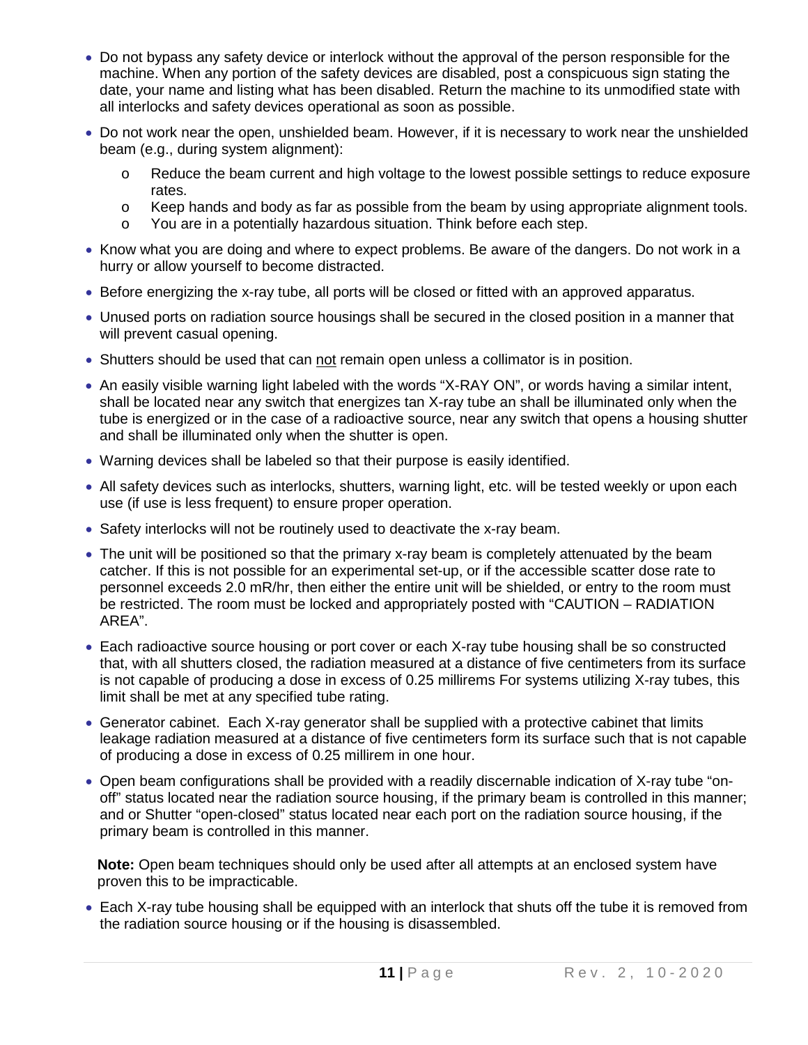- Do not bypass any safety device or interlock without the approval of the person responsible for the machine. When any portion of the safety devices are disabled, post a conspicuous sign stating the date, your name and listing what has been disabled. Return the machine to its unmodified state with all interlocks and safety devices operational as soon as possible.
- Do not work near the open, unshielded beam. However, if it is necessary to work near the unshielded beam (e.g., during system alignment):
  - Reduce the beam current and high voltage to the lowest possible settings to reduce exposure rates.
  - Keep hands and body as far as possible from the beam by using appropriate alignment tools.
  - You are in a potentially hazardous situation. Think before each step.
- Know what you are doing and where to expect problems. Be aware of the dangers. Do not work in a hurry or allow yourself to become distracted.
- Before energizing the x-ray tube, all ports will be closed or fitted with an approved apparatus.
- Unused ports on radiation source housings shall be secured in the closed position in a manner that will prevent casual opening.
- Shutters should be used that can <u>not</u> remain open unless a collimator is in position.
- An easily visible warning light labeled with the words "X-RAY ON", or words having a similar intent, shall be located near any switch that energizes tan X-ray tube an shall be illuminated only when the tube is energized or in the case of a radioactive source, near any switch that opens a housing shutter and shall be illuminated only when the shutter is open.
- Warning devices shall be labeled so that their purpose is easily identified.
- All safety devices such as interlocks, shutters, warning light, etc. will be tested weekly or upon each use (if use is less frequent) to ensure proper operation.
- Safety interlocks will not be routinely used to deactivate the x-ray beam.
- The unit will be positioned so that the primary x-ray beam is completely attenuated by the beam catcher. If this is not possible for an experimental set-up, or if the accessible scatter dose rate to personnel exceeds 2.0 mR/hr, then either the entire unit will be shielded, or entry to the room must be restricted. The room must be locked and appropriately posted with "CAUTION – RADIATION AREA".
- Each radioactive source housing or port cover or each X-ray tube housing shall be so constructed that, with all shutters closed, the radiation measured at a distance of five centimeters from its surface is not capable of producing a dose in excess of 0.25 millirems For systems utilizing X-ray tubes, this limit shall be met at any specified tube rating.
- Generator cabinet. Each X-ray generator shall be supplied with a protective cabinet that limits leakage radiation measured at a distance of five centimeters form its surface such that is not capable of producing a dose in excess of 0.25 millirem in one hour.
- Open beam configurations shall be provided with a readily discernable indication of X-ray tube "on-off" status located near the radiation source housing, if the primary beam is controlled in this manner; and or Shutter "open-closed" status located near each port on the radiation source housing, if the primary beam is controlled in this manner.

  **Note:** Open beam techniques should only be used after all attempts at an enclosed system have proven this to be impracticable.

- Each X-ray tube housing shall be equipped with an interlock that shuts off the tube it is removed from the radiation source housing or if the housing is disassembled.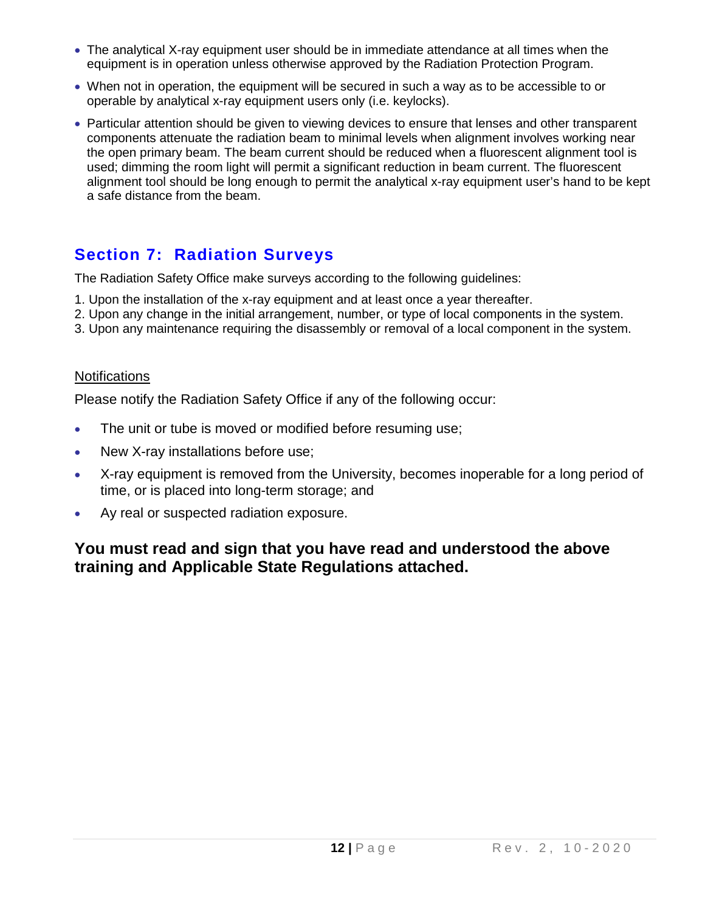- The analytical X-ray equipment user should be in immediate attendance at all times when the equipment is in operation unless otherwise approved by the Radiation Protection Program.
- When not in operation, the equipment will be secured in such a way as to be accessible to or operable by analytical x-ray equipment users only (i.e. keylocks).
- Particular attention should be given to viewing devices to ensure that lenses and other transparent components attenuate the radiation beam to minimal levels when alignment involves working near the open primary beam. The beam current should be reduced when a fluorescent alignment tool is used; dimming the room light will permit a significant reduction in beam current. The fluorescent alignment tool should be long enough to permit the analytical x-ray equipment user's hand to be kept a safe distance from the beam.

## Section 7: Radiation Surveys

The Radiation Safety Office make surveys according to the following guidelines:

1. Upon the installation of the x-ray equipment and at least once a year thereafter.
2. Upon any change in the initial arrangement, number, or type of local components in the system.
3. Upon any maintenance requiring the disassembly or removal of a local component in the system.

<u>Notifications</u>

Please notify the Radiation Safety Office if any of the following occur:

- The unit or tube is moved or modified before resuming use;
- New X-ray installations before use;
- X-ray equipment is removed from the University, becomes inoperable for a long period of time, or is placed into long-term storage; and
- Ay real or suspected radiation exposure.

### You must read and sign that you have read and understood the above training and Applicable State Regulations attached.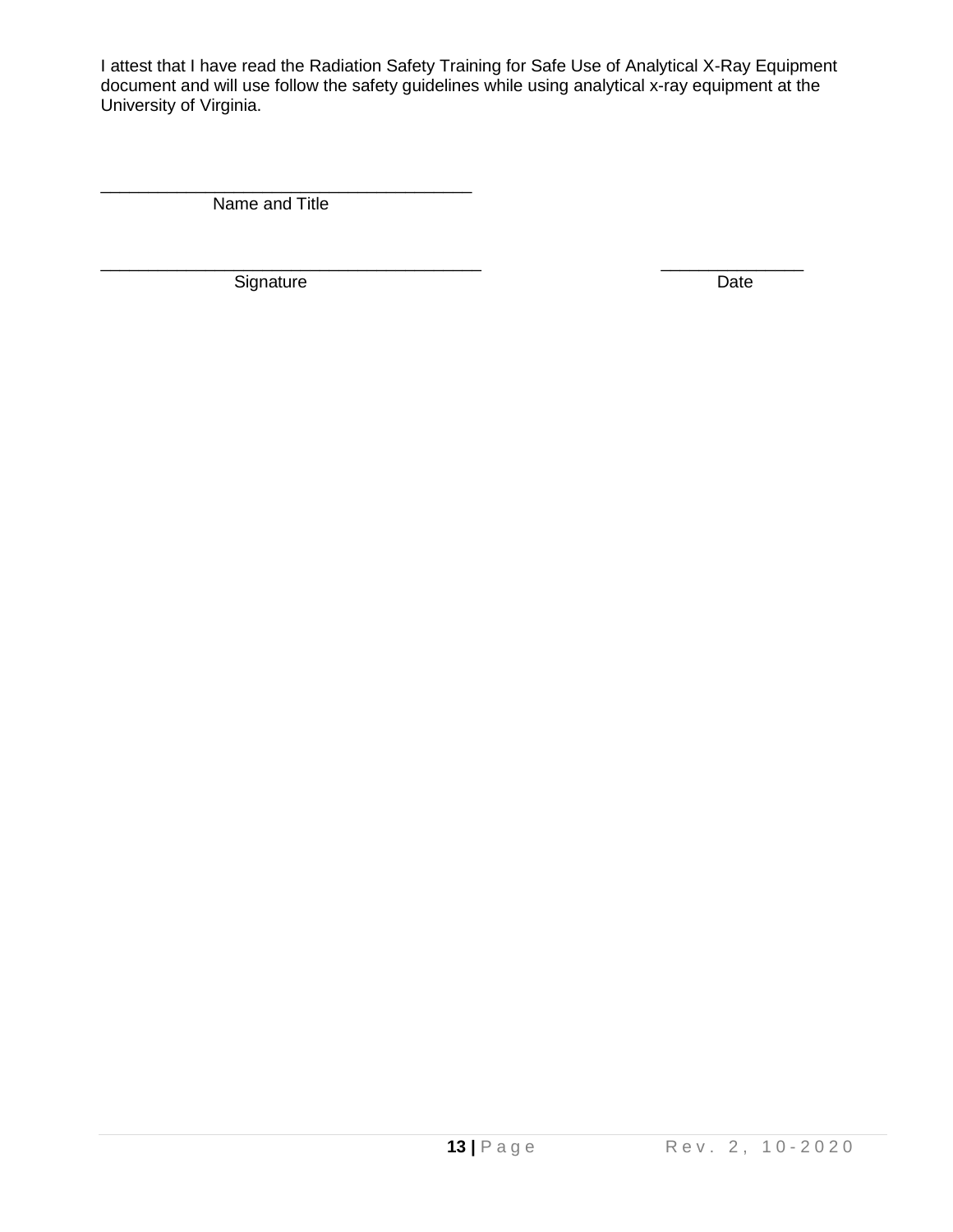I attest that I have read the Radiation Safety Training for Safe Use of Analytical X-Ray Equipment document and will use follow the safety guidelines while using analytical x-ray equipment at the University of Virginia.

________________________________________
Name and Title

________________________________________ _______________
Signature Date